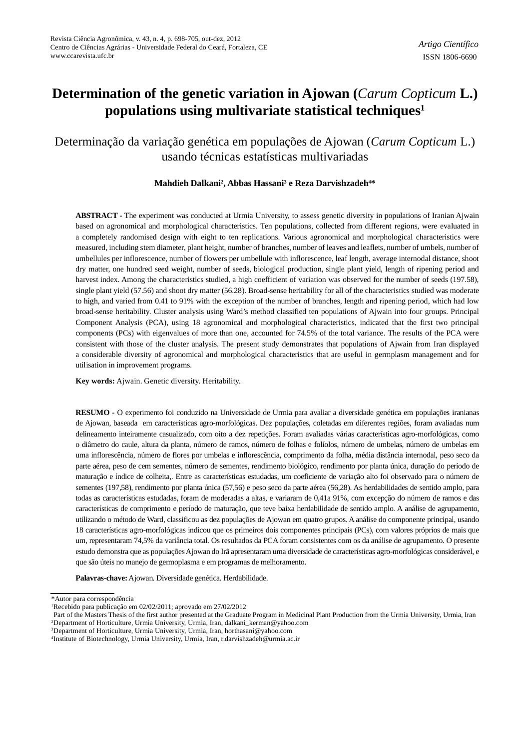Artigo Científico

# Determination of the genetic variation in Ajowan (*Carum Copticum* L.) populations using multivariate statistical techniques[1]

## Determinação da variação genética em populações de Ajowan (*Carum Copticum* L.) usando técnicas estatísticas multivariadas

**Mahdieh Dalkani[2], Abbas Hassani[3] e Reza Darvishzadeh[4]***

**ABSTRACT -** The experiment was conducted at Urmia University, to assess genetic diversity in populations of Iranian Ajwain based on agronomical and morphological characteristics. Ten populations, collected from different regions, were evaluated in a completely randomised design with eight to ten replications. Various agronomical and morphological characteristics were measured, including stem diameter, plant height, number of branches, number of leaves and leaflets, number of umbels, number of umbellules per inflorescence, number of flowers per umbellule with inflorescence, leaf length, average internodal distance, shoot dry matter, one hundred seed weight, number of seeds, biological production, single plant yield, length of ripening period and harvest index. Among the characteristics studied, a high coefficient of variation was observed for the number of seeds (197.58), single plant yield (57.56) and shoot dry matter (56.28). Broad-sense heritability for all of the characteristics studied was moderate to high, and varied from 0.41 to 91% with the exception of the number of branches, length and ripening period, which had low broad-sense heritability. Cluster analysis using Ward's method classified ten populations of Ajwain into four groups. Principal Component Analysis (PCA), using 18 agronomical and morphological characteristics, indicated that the first two principal components (PCs) with eigenvalues of more than one, accounted for 74.5% of the total variance. The results of the PCA were consistent with those of the cluster analysis. The present study demonstrates that populations of Ajwain from Iran displayed a considerable diversity of agronomical and morphological characteristics that are useful in germplasm management and for utilisation in improvement programs.

**Key words:** Ajwain. Genetic diversity. Heritability.

**RESUMO -** O experimento foi conduzido na Universidade de Urmia para avaliar a diversidade genética em populações iranianas de Ajowan, baseada em características agro-morfológicas. Dez populações, coletadas em diferentes regiões, foram avaliadas num delineamento inteiramente casualizado, com oito a dez repetições. Foram avaliadas várias características agro-morfológicas, como o diâmetro do caule, altura da planta, número de ramos, número de folhas e folíolos, número de umbelas, número de umbelas em uma inflorescência, número de flores por umbelas e inflorescência, comprimento da folha, média distância internodal, peso seco da parte aérea, peso de cem sementes, número de sementes, rendimento biológico, rendimento por planta única, duração do período de maturação e índice de colheita,. Entre as características estudadas, um coeficiente de variação alto foi observado para o número de sementes (197,58), rendimento por planta única (57,56) e peso seco da parte aérea (56,28). As herdabilidades de sentido amplo, para todas as características estudadas, foram de moderadas a altas, e variaram de 0,41a 91%, com excepção do número de ramos e das características de comprimento e período de maturação, que teve baixa herdabilidade de sentido amplo. A análise de agrupamento, utilizando o método de Ward, classificou as dez populações de Ajowan em quatro grupos. A análise do componente principal, usando 18 características agro-morfológicas indicou que os primeiros dois componentes principais (PCs), com valores próprios de mais que um, representaram 74,5% da variância total. Os resultados da PCA foram consistentes com os da análise de agrupamento. O presente estudo demonstra que as populações Ajowan do Irã apresentaram uma diversidade de características agro-morfológicas considerável, e que são úteis no manejo de germoplasma e em programas de melhoramento.

**Palavras-chave:** Ajowan. Diversidade genética. Herdabilidade.

---

*Autor para correspondência

[1]Recebido para publicação em 02/02/2011; aprovado em 27/02/2012
Part of the Masters Thesis of the first author presented at the Graduate Program in Medicinal Plant Production from the Urmia University, Urmia, Iran

[2]Department of Horticulture, Urmia University, Urmia, Iran, dalkani_kerman@yahoo.com

[3]Department of Horticulture, Urmia University, Urmia, Iran, horthasani@yahoo.com

[4]Institute of Biotechnology, Urmia University, Urmia, Iran, r.darvishzadeh@urmia.ac.ir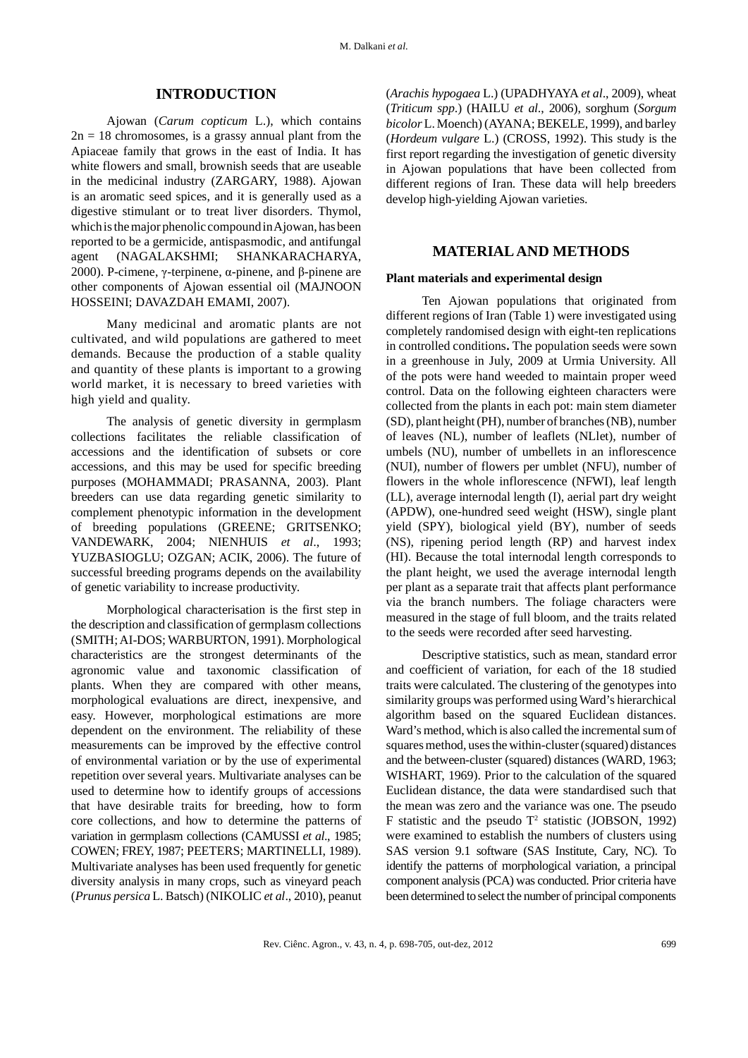## INTRODUCTION

Ajowan (*Carum copticum* L.), which contains 2n = 18 chromosomes, is a grassy annual plant from the Apiaceae family that grows in the east of India. It has white flowers and small, brownish seeds that are useable in the medicinal industry (ZARGARY, 1988). Ajowan is an aromatic seed spices, and it is generally used as a digestive stimulant or to treat liver disorders. Thymol, which is the major phenolic compound in Ajowan, has been reported to be a germicide, antispasmodic, and antifungal agent (NAGALAKSHMI; SHANKARACHARYA, 2000). P-cimene, γ-terpinene, α-pinene, and β-pinene are other components of Ajowan essential oil (MAJNOON HOSSEINI; DAVAZDAH EMAMI, 2007).

Many medicinal and aromatic plants are not cultivated, and wild populations are gathered to meet demands. Because the production of a stable quality and quantity of these plants is important to a growing world market, it is necessary to breed varieties with high yield and quality.

The analysis of genetic diversity in germplasm collections facilitates the reliable classification of accessions and the identification of subsets or core accessions, and this may be used for specific breeding purposes (MOHAMMADI; PRASANNA, 2003). Plant breeders can use data regarding genetic similarity to complement phenotypic information in the development of breeding populations (GREENE; GRITSENKO; VANDEWARK, 2004; NIENHUIS *et al*., 1993; YUZBASIOGLU; OZGAN; ACIK, 2006). The future of successful breeding programs depends on the availability of genetic variability to increase productivity.

Morphological characterisation is the first step in the description and classification of germplasm collections (SMITH; AI-DOS; WARBURTON, 1991). Morphological characteristics are the strongest determinants of the agronomic value and taxonomic classification of plants. When they are compared with other means, morphological evaluations are direct, inexpensive, and easy. However, morphological estimations are more dependent on the environment. The reliability of these measurements can be improved by the effective control of environmental variation or by the use of experimental repetition over several years. Multivariate analyses can be used to determine how to identify groups of accessions that have desirable traits for breeding, how to form core collections, and how to determine the patterns of variation in germplasm collections (CAMUSSI *et al*., 1985; COWEN; FREY, 1987; PEETERS; MARTINELLI, 1989). Multivariate analyses has been used frequently for genetic diversity analysis in many crops, such as vineyard peach (*Prunus persica* L. Batsch) (NIKOLIC *et al*., 2010), peanut (*Arachis hypogaea* L.) (UPADHYAYA *et al*., 2009), wheat (*Triticum spp*.) (HAILU *et al*., 2006), sorghum (*Sorgum bicolor* L. Moench) (AYANA; BEKELE, 1999), and barley (*Hordeum vulgare* L.) (CROSS, 1992). This study is the first report regarding the investigation of genetic diversity in Ajowan populations that have been collected from different regions of Iran. These data will help breeders develop high-yielding Ajowan varieties.

## MATERIAL AND METHODS

### Plant materials and experimental design

Ten Ajowan populations that originated from different regions of Iran (Table 1) were investigated using completely randomised design with eight-ten replications in controlled conditions**.** The population seeds were sown in a greenhouse in July, 2009 at Urmia University. All of the pots were hand weeded to maintain proper weed control. Data on the following eighteen characters were collected from the plants in each pot: main stem diameter (SD), plant height (PH), number of branches (NB), number of leaves (NL), number of leaflets (NLlet), number of umbels (NU), number of umbellets in an inflorescence (NUI), number of flowers per umblet (NFU), number of flowers in the whole inflorescence (NFWI), leaf length (LL), average internodal length (I), aerial part dry weight (APDW), one-hundred seed weight (HSW), single plant yield (SPY), biological yield (BY), number of seeds (NS), ripening period length (RP) and harvest index (HI). Because the total internodal length corresponds to the plant height, we used the average internodal length per plant as a separate trait that affects plant performance via the branch numbers. The foliage characters were measured in the stage of full bloom, and the traits related to the seeds were recorded after seed harvesting.

Descriptive statistics, such as mean, standard error and coefficient of variation, for each of the 18 studied traits were calculated. The clustering of the genotypes into similarity groups was performed using Ward's hierarchical algorithm based on the squared Euclidean distances. Ward's method, which is also called the incremental sum of squares method, uses the within-cluster (squared) distances and the between-cluster (squared) distances (WARD, 1963; WISHART, 1969). Prior to the calculation of the squared Euclidean distance, the data were standardised such that the mean was zero and the variance was one. The pseudo F statistic and the pseudo $T^2$ statistic (JOBSON, 1992) were examined to establish the numbers of clusters using SAS version 9.1 software (SAS Institute, Cary, NC). To identify the patterns of morphological variation, a principal component analysis (PCA) was conducted. Prior criteria have been determined to select the number of principal components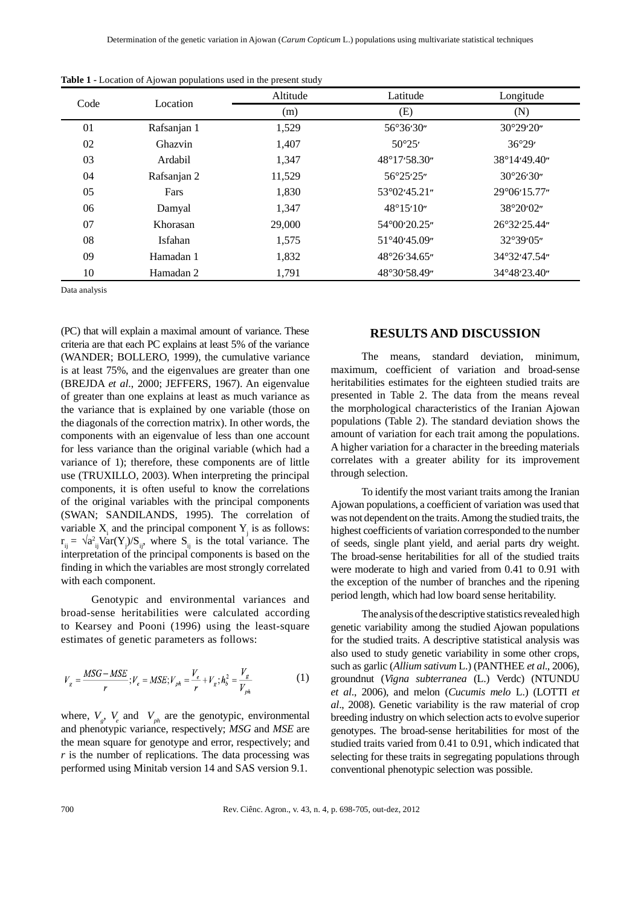**Table 1 -** Location of Ajowan populations used in the present study

| Code | Location | Altitude | Latitude | Longitude |
|---|---|---|---|---|
| | | (m) | (E) | (N) |
| 01 | Rafsanjan 1 | 1,529 | 56°36′30″ | 30°29′20″ |
| 02 | Ghazvin | 1,407 | 50°25′ | 36°29′ |
| 03 | Ardabil | 1,347 | 48°17′58.30″ | 38°14′49.40″ |
| 04 | Rafsanjan 2 | 11,529 | 56°25′25″ | 30°26′30″ |
| 05 | Fars | 1,830 | 53°02′45.21″ | 29°06′15.77″ |
| 06 | Damyal | 1,347 | 48°15′10″ | 38°20′02″ |
| 07 | Khorasan | 29,000 | 54°00′20.25″ | 26°32′25.44″ |
| 08 | Isfahan | 1,575 | 51°40′45.09″ | 32°39′05″ |
| 09 | Hamadan 1 | 1,832 | 48°26′34.65″ | 34°32′47.54″ |
| 10 | Hamadan 2 | 1,791 | 48°30′58.49″ | 34°48′23.40″ |

Data analysis

(PC) that will explain a maximal amount of variance. These criteria are that each PC explains at least 5% of the variance (WANDER; BOLLERO, 1999), the cumulative variance is at least 75%, and the eigenvalues are greater than one (BREJDA *et al*., 2000; JEFFERS, 1967). An eigenvalue of greater than one explains at least as much variance as the variance that is explained by one variable (those on the diagonals of the correction matrix). In other words, the components with an eigenvalue of less than one account for less variance than the original variable (which had a variance of 1); therefore, these components are of little use (TRUXILLO, 2003). When interpreting the principal components, it is often useful to know the correlations of the original variables with the principal components (SWAN; SANDILANDS, 1995). The correlation of variable $X_i$ and the principal component $Y_j$ is as follows: $r_{ij} = \sqrt{a^2_{ij}\text{Var}(Y_j)/S_{ij}}$, where $S_{ij}$ is the total variance. The interpretation of the principal components is based on the finding in which the variables are most strongly correlated with each component.

Genotypic and environmental variances and broad-sense heritabilities were calculated according to Kearsey and Pooni (1996) using the least-square estimates of genetic parameters as follows:

$$V_g = \frac{MSG - MSE}{r}; V_e = MSE; V_{ph} = \frac{V_e}{r} + V_g; h_b^2 = \frac{V_g}{V_{ph}} \qquad (1)$$

where, $V_g$, $V_e$ and $V_{ph}$ are the genotypic, environmental and phenotypic variance, respectively; *MSG* and *MSE* are the mean square for genotype and error, respectively; and *r* is the number of replications. The data processing was performed using Minitab version 14 and SAS version 9.1.

## RESULTS AND DISCUSSION

The means, standard deviation, minimum, maximum, coefficient of variation and broad-sense heritabilities estimates for the eighteen studied traits are presented in Table 2. The data from the means reveal the morphological characteristics of the Iranian Ajowan populations (Table 2). The standard deviation shows the amount of variation for each trait among the populations. A higher variation for a character in the breeding materials correlates with a greater ability for its improvement through selection.

To identify the most variant traits among the Iranian Ajowan populations, a coefficient of variation was used that was not dependent on the traits. Among the studied traits, the highest coefficients of variation corresponded to the number of seeds, single plant yield, and aerial parts dry weight. The broad-sense heritabilities for all of the studied traits were moderate to high and varied from 0.41 to 0.91 with the exception of the number of branches and the ripening period length, which had low board sense heritability.

The analysis of the descriptive statistics revealed high genetic variability among the studied Ajowan populations for the studied traits. A descriptive statistical analysis was also used to study genetic variability in some other crops, such as garlic (*Allium sativum* L.) (PANTHEE *et al*., 2006), groundnut (*Vigna subterranea* (L.) Verdc) (NTUNDU *et al*., 2006), and melon (*Cucumis melo* L.) (LOTTI *et al*., 2008). Genetic variability is the raw material of crop breeding industry on which selection acts to evolve superior genotypes. The broad-sense heritabilities for most of the studied traits varied from 0.41 to 0.91, which indicated that selecting for these traits in segregating populations through conventional phenotypic selection was possible.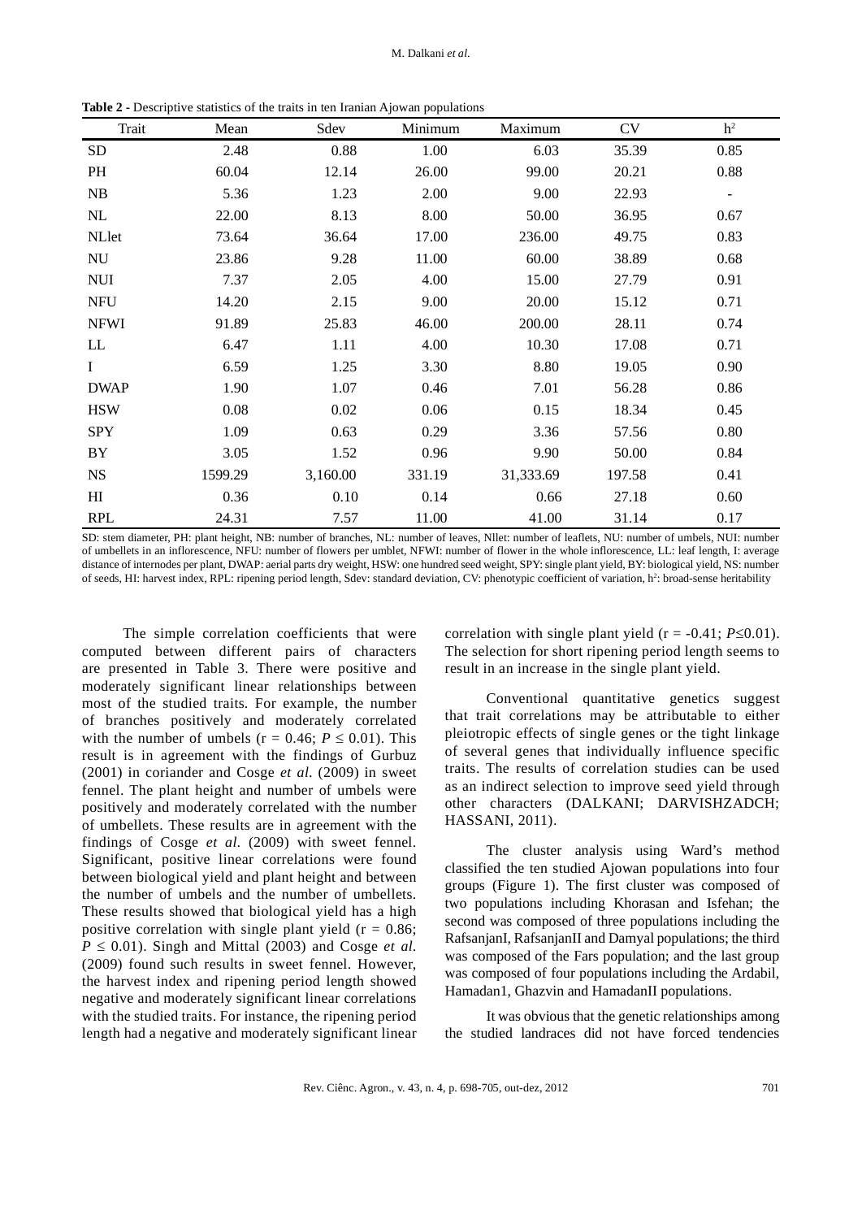**Table 2 -** Descriptive statistics of the traits in ten Iranian Ajowan populations

| Trait | Mean | Sdev | Minimum | Maximum | CV | $h^2$ |
|---|---|---|---|---|---|---|
| SD | 2.48 | 0.88 | 1.00 | 6.03 | 35.39 | 0.85 |
| PH | 60.04 | 12.14 | 26.00 | 99.00 | 20.21 | 0.88 |
| NB | 5.36 | 1.23 | 2.00 | 9.00 | 22.93 | - |
| NL | 22.00 | 8.13 | 8.00 | 50.00 | 36.95 | 0.67 |
| NLlet | 73.64 | 36.64 | 17.00 | 236.00 | 49.75 | 0.83 |
| NU | 23.86 | 9.28 | 11.00 | 60.00 | 38.89 | 0.68 |
| NUI | 7.37 | 2.05 | 4.00 | 15.00 | 27.79 | 0.91 |
| NFU | 14.20 | 2.15 | 9.00 | 20.00 | 15.12 | 0.71 |
| NFWI | 91.89 | 25.83 | 46.00 | 200.00 | 28.11 | 0.74 |
| LL | 6.47 | 1.11 | 4.00 | 10.30 | 17.08 | 0.71 |
| I | 6.59 | 1.25 | 3.30 | 8.80 | 19.05 | 0.90 |
| DWAP | 1.90 | 1.07 | 0.46 | 7.01 | 56.28 | 0.86 |
| HSW | 0.08 | 0.02 | 0.06 | 0.15 | 18.34 | 0.45 |
| SPY | 1.09 | 0.63 | 0.29 | 3.36 | 57.56 | 0.80 |
| BY | 3.05 | 1.52 | 0.96 | 9.90 | 50.00 | 0.84 |
| NS | 1599.29 | 3,160.00 | 331.19 | 31,333.69 | 197.58 | 0.41 |
| HI | 0.36 | 0.10 | 0.14 | 0.66 | 27.18 | 0.60 |
| RPL | 24.31 | 7.57 | 11.00 | 41.00 | 31.14 | 0.17 |

SD: stem diameter, PH: plant height, NB: number of branches, NL: number of leaves, Nllet: number of leaflets, NU: number of umbels, NUI: number of umbellets in an inflorescence, NFU: number of flowers per umblet, NFWI: number of flower in the whole inflorescence, LL: leaf length, I: average distance of internodes per plant, DWAP: aerial parts dry weight, HSW: one hundred seed weight, SPY: single plant yield, BY: biological yield, NS: number of seeds, HI: harvest index, RPL: ripening period length, Sdev: standard deviation, CV: phenotypic coefficient of variation, $h^2$: broad-sense heritability

The simple correlation coefficients that were computed between different pairs of characters are presented in Table 3. There were positive and moderately significant linear relationships between most of the studied traits. For example, the number of branches positively and moderately correlated with the number of umbels ($r = 0.46$; $P \leq 0.01$). This result is in agreement with the findings of Gurbuz (2001) in coriander and Cosge *et al.* (2009) in sweet fennel. The plant height and number of umbels were positively and moderately correlated with the number of umbellets. These results are in agreement with the findings of Cosge *et al.* (2009) with sweet fennel. Significant, positive linear correlations were found between biological yield and plant height and between the number of umbels and the number of umbellets. These results showed that biological yield has a high positive correlation with single plant yield ($r = 0.86$; $P \leq 0.01$). Singh and Mittal (2003) and Cosge *et al.* (2009) found such results in sweet fennel. However, the harvest index and ripening period length showed negative and moderately significant linear correlations with the studied traits. For instance, the ripening period length had a negative and moderately significant linear correlation with single plant yield ($r = -0.41$; $P \leq 0.01$). The selection for short ripening period length seems to result in an increase in the single plant yield.

Conventional quantitative genetics suggest that trait correlations may be attributable to either pleiotropic effects of single genes or the tight linkage of several genes that individually influence specific traits. The results of correlation studies can be used as an indirect selection to improve seed yield through other characters (DALKANI; DARVISHZADCH; HASSANI, 2011).

The cluster analysis using Ward's method classified the ten studied Ajowan populations into four groups (Figure 1). The first cluster was composed of two populations including Khorasan and Isfehan; the second was composed of three populations including the RafsanjanI, RafsanjanII and Damyal populations; the third was composed of the Fars population; and the last group was composed of four populations including the Ardabil, Hamadan1, Ghazvin and HamadanII populations.

It was obvious that the genetic relationships among the studied landraces did not have forced tendencies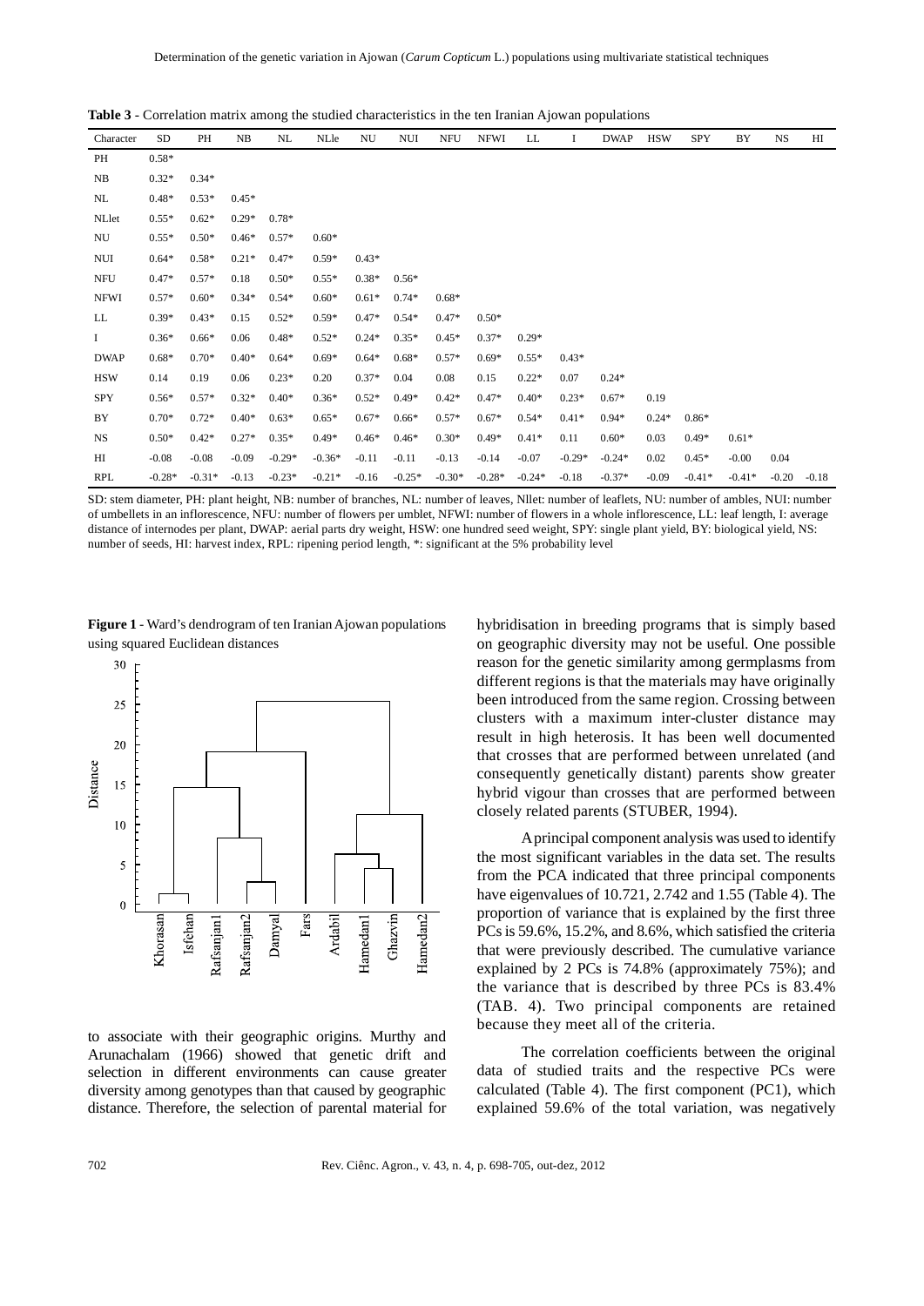**Table 3** - Correlation matrix among the studied characteristics in the ten Iranian Ajowan populations

| Character | SD | PH | NB | NL | NLle | NU | NUI | NFU | NFWI | LL | I | DWAP | HSW | SPY | BY | NS | HI |
|---|---|---|---|---|---|---|---|---|---|---|---|---|---|---|---|---|---|
| PH | 0.58* | | | | | | | | | | | | | | | | |
| NB | 0.32* | 0.34* | | | | | | | | | | | | | | | |
| NL | 0.48* | 0.53* | 0.45* | | | | | | | | | | | | | | |
| NLlet | 0.55* | 0.62* | 0.29* | 0.78* | | | | | | | | | | | | | |
| NU | 0.55* | 0.50* | 0.46* | 0.57* | 0.60* | | | | | | | | | | | | |
| NUI | 0.64* | 0.58* | 0.21* | 0.47* | 0.59* | 0.43* | | | | | | | | | | | |
| NFU | 0.47* | 0.57* | 0.18 | 0.50* | 0.55* | 0.38* | 0.56* | | | | | | | | | | |
| NFWI | 0.57* | 0.60* | 0.34* | 0.54* | 0.60* | 0.61* | 0.74* | 0.68* | | | | | | | | | |
| LL | 0.39* | 0.43* | 0.15 | 0.52* | 0.59* | 0.47* | 0.54* | 0.47* | 0.50* | | | | | | | | |
| I | 0.36* | 0.66* | 0.06 | 0.48* | 0.52* | 0.24* | 0.35* | 0.45* | 0.37* | 0.29* | | | | | | | |
| DWAP | 0.68* | 0.70* | 0.40* | 0.64* | 0.69* | 0.64* | 0.68* | 0.57* | 0.69* | 0.55* | 0.43* | | | | | | |
| HSW | 0.14 | 0.19 | 0.06 | 0.23* | 0.20 | 0.37* | 0.04 | 0.08 | 0.15 | 0.22* | 0.07 | 0.24* | | | | | |
| SPY | 0.56* | 0.57* | 0.32* | 0.40* | 0.36* | 0.52* | 0.49* | 0.42* | 0.47* | 0.40* | 0.23* | 0.67* | 0.19 | | | | |
| BY | 0.70* | 0.72* | 0.40* | 0.63* | 0.65* | 0.67* | 0.66* | 0.57* | 0.67* | 0.54* | 0.41* | 0.94* | 0.24* | 0.86* | | | |
| NS | 0.50* | 0.42* | 0.27* | 0.35* | 0.49* | 0.46* | 0.46* | 0.30* | 0.49* | 0.41* | 0.11 | 0.60* | 0.03 | 0.49* | 0.61* | | |
| HI | -0.08 | -0.08 | -0.09 | -0.29* | -0.36* | -0.11 | -0.11 | -0.13 | -0.14 | -0.07 | -0.29* | -0.24* | 0.02 | 0.45* | -0.00 | 0.04 | |
| RPL | -0.28* | -0.31* | -0.13 | -0.23* | -0.21* | -0.16 | -0.25* | -0.30* | -0.28* | -0.24* | -0.18 | -0.37* | -0.09 | -0.41* | -0.41* | -0.20 | -0.18 |

SD: stem diameter, PH: plant height, NB: number of branches, NL: number of leaves, Nllet: number of leaflets, NU: number of ambles, NUI: number of umbellets in an inflorescence, NFU: number of flowers per umblet, NFWI: number of flowers in a whole inflorescence, LL: leaf length, I: average distance of internodes per plant, DWAP: aerial parts dry weight, HSW: one hundred seed weight, SPY: single plant yield, BY: biological yield, NS: number of seeds, HI: harvest index, RPL: ripening period length, *: significant at the 5% probability level

**Figure 1** - Ward's dendrogram of ten Iranian Ajowan populations using squared Euclidean distances

to associate with their geographic origins. Murthy and Arunachalam (1966) showed that genetic drift and selection in different environments can cause greater diversity among genotypes than that caused by geographic distance. Therefore, the selection of parental material for hybridisation in breeding programs that is simply based on geographic diversity may not be useful. One possible reason for the genetic similarity among germplasms from different regions is that the materials may have originally been introduced from the same region. Crossing between clusters with a maximum inter-cluster distance may result in high heterosis. It has been well documented that crosses that are performed between unrelated (and consequently genetically distant) parents show greater hybrid vigour than crosses that are performed between closely related parents (STUBER, 1994).

A principal component analysis was used to identify the most significant variables in the data set. The results from the PCA indicated that three principal components have eigenvalues of 10.721, 2.742 and 1.55 (Table 4). The proportion of variance that is explained by the first three PCs is 59.6%, 15.2%, and 8.6%, which satisfied the criteria that were previously described. The cumulative variance explained by 2 PCs is 74.8% (approximately 75%); and the variance that is described by three PCs is 83.4% (TAB. 4). Two principal components are retained because they meet all of the criteria.

The correlation coefficients between the original data of studied traits and the respective PCs were calculated (Table 4). The first component (PC1), which explained 59.6% of the total variation, was negatively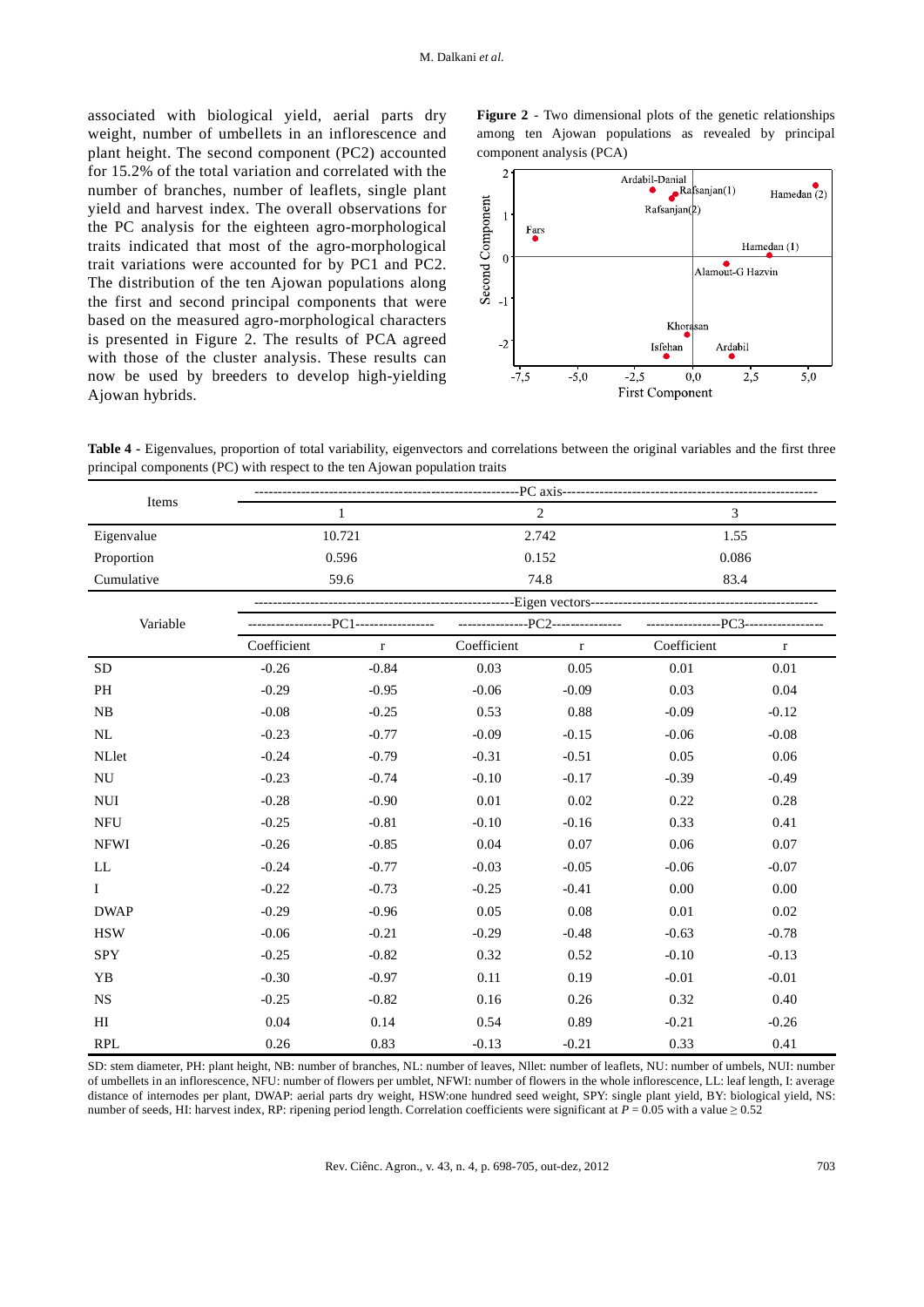associated with biological yield, aerial parts dry weight, number of umbellets in an inflorescence and plant height. The second component (PC2) accounted for 15.2% of the total variation and correlated with the number of branches, number of leaflets, single plant yield and harvest index. The overall observations for the PC analysis for the eighteen agro-morphological traits indicated that most of the agro-morphological trait variations were accounted for by PC1 and PC2. The distribution of the ten Ajowan populations along the first and second principal components that were based on the measured agro-morphological characters is presented in Figure 2. The results of PCA agreed with those of the cluster analysis. These results can now be used by breeders to develop high-yielding Ajowan hybrids.

**Figure 2** - Two dimensional plots of the genetic relationships among ten Ajowan populations as revealed by principal component analysis (PCA)

**Table 4** - Eigenvalues, proportion of total variability, eigenvectors and correlations between the original variables and the first three principal components (PC) with respect to the ten Ajowan population traits

| Items | PC axis | | | | | |
|---|---|---|---|---|---|---|
| | 1 | | 2 | | 3 | |
| Eigenvalue | 10.721 | | 2.742 | | 1.55 | |
| Proportion | 0.596 | | 0.152 | | 0.086 | |
| Cumulative | 59.6 | | 74.8 | | 83.4 | |
| Variable | Eigen vectors | | | | | |
| | PC1 | | PC2 | | PC3 | |
| | Coefficient | r | Coefficient | r | Coefficient | r |
| SD | -0.26 | -0.84 | 0.03 | 0.05 | 0.01 | 0.01 |
| PH | -0.29 | -0.95 | -0.06 | -0.09 | 0.03 | 0.04 |
| NB | -0.08 | -0.25 | 0.53 | 0.88 | -0.09 | -0.12 |
| NL | -0.23 | -0.77 | -0.09 | -0.15 | -0.06 | -0.08 |
| NLlet | -0.24 | -0.79 | -0.31 | -0.51 | 0.05 | 0.06 |
| NU | -0.23 | -0.74 | -0.10 | -0.17 | -0.39 | -0.49 |
| NUI | -0.28 | -0.90 | 0.01 | 0.02 | 0.22 | 0.28 |
| NFU | -0.25 | -0.81 | -0.10 | -0.16 | 0.33 | 0.41 |
| NFWI | -0.26 | -0.85 | 0.04 | 0.07 | 0.06 | 0.07 |
| LL | -0.24 | -0.77 | -0.03 | -0.05 | -0.06 | -0.07 |
| I | -0.22 | -0.73 | -0.25 | -0.41 | 0.00 | 0.00 |
| DWAP | -0.29 | -0.96 | 0.05 | 0.08 | 0.01 | 0.02 |
| HSW | -0.06 | -0.21 | -0.29 | -0.48 | -0.63 | -0.78 |
| SPY | -0.25 | -0.82 | 0.32 | 0.52 | -0.10 | -0.13 |
| YB | -0.30 | -0.97 | 0.11 | 0.19 | -0.01 | -0.01 |
| NS | -0.25 | -0.82 | 0.16 | 0.26 | 0.32 | 0.40 |
| HI | 0.04 | 0.14 | 0.54 | 0.89 | -0.21 | -0.26 |
| RPL | 0.26 | 0.83 | -0.13 | -0.21 | 0.33 | 0.41 |

SD: stem diameter, PH: plant height, NB: number of branches, NL: number of leaves, Nllet: number of leaflets, NU: number of umbels, NUI: number of umbellets in an inflorescence, NFU: number of flowers per umblet, NFWI: number of flowers in the whole inflorescence, LL: leaf length, I: average distance of internodes per plant, DWAP: aerial parts dry weight, HSW:one hundred seed weight, SPY: single plant yield, BY: biological yield, NS: number of seeds, HI: harvest index, RP: ripening period length. Correlation coefficients were significant at $P = 0.05$ with a value $\geq 0.52$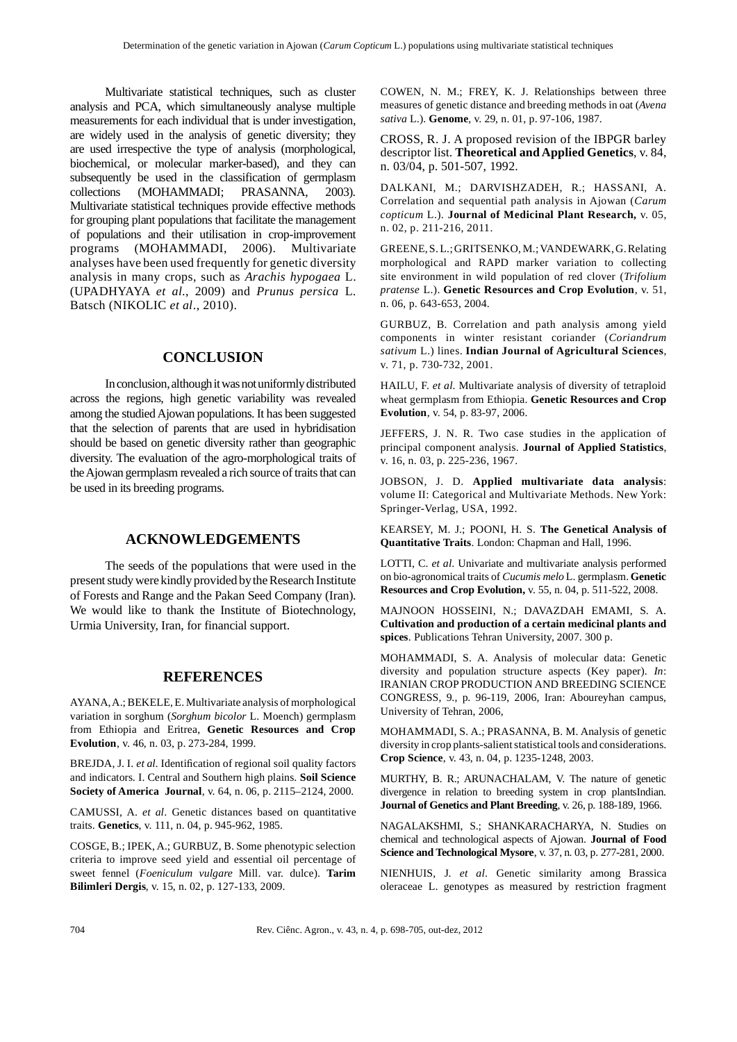Multivariate statistical techniques, such as cluster analysis and PCA, which simultaneously analyse multiple measurements for each individual that is under investigation, are widely used in the analysis of genetic diversity; they are used irrespective the type of analysis (morphological, biochemical, or molecular marker-based), and they can subsequently be used in the classification of germplasm collections (MOHAMMADI; PRASANNA, 2003). Multivariate statistical techniques provide effective methods for grouping plant populations that facilitate the management of populations and their utilisation in crop-improvement programs (MOHAMMADI, 2006). Multivariate analyses have been used frequently for genetic diversity analysis in many crops, such as *Arachis hypogaea* L. (UPADHYAYA *et al*., 2009) and *Prunus persica* L. Batsch (NIKOLIC *et al*., 2010).

## CONCLUSION

In conclusion, although it was not uniformly distributed across the regions, high genetic variability was revealed among the studied Ajowan populations. It has been suggested that the selection of parents that are used in hybridisation should be based on genetic diversity rather than geographic diversity. The evaluation of the agro-morphological traits of the Ajowan germplasm revealed a rich source of traits that can be used in its breeding programs.

## ACKNOWLEDGEMENTS

The seeds of the populations that were used in the present study were kindly provided by the Research Institute of Forests and Range and the Pakan Seed Company (Iran). We would like to thank the Institute of Biotechnology, Urmia University, Iran, for financial support.

## REFERENCES

AYANA, A.; BEKELE, E. Multivariate analysis of morphological variation in sorghum (*Sorghum bicolor* L. Moench) germplasm from Ethiopia and Eritrea, **Genetic Resources and Crop Evolution**, v. 46, n. 03, p. 273-284, 1999.

BREJDA, J. I. *et al*. Identification of regional soil quality factors and indicators. I. Central and Southern high plains. **Soil Science Society of America Journal**, v. 64, n. 06, p. 2115–2124, 2000.

CAMUSSI, A. *et al*. Genetic distances based on quantitative traits. **Genetics**, v. 111, n. 04, p. 945-962, 1985.

COSGE, B.; IPEK, A.; GURBUZ, B. Some phenotypic selection criteria to improve seed yield and essential oil percentage of sweet fennel (*Foeniculum vulgare* Mill. var. dulce). **Tarim Bilimleri Dergis**, v. 15, n. 02, p. 127-133, 2009.

COWEN, N. M.; FREY, K. J. Relationships between three measures of genetic distance and breeding methods in oat (*Avena sativa* L.). **Genome**, v. 29, n. 01, p. 97-106, 1987.

CROSS, R. J. A proposed revision of the IBPGR barley descriptor list. **Theoretical and Applied Genetics**, v. 84, n. 03/04, p. 501-507, 1992.

DALKANI, M.; DARVISHZADEH, R.; HASSANI, A. Correlation and sequential path analysis in Ajowan (*Carum copticum* L.). **Journal of Medicinal Plant Research,** v. 05, n. 02, p. 211-216, 2011.

GREENE, S. L.; GRITSENKO, M.; VANDEWARK, G. Relating morphological and RAPD marker variation to collecting site environment in wild population of red clover (*Trifolium pratense* L.). **Genetic Resources and Crop Evolution**, v. 51, n. 06, p. 643-653, 2004.

GURBUZ, B. Correlation and path analysis among yield components in winter resistant coriander (*Coriandrum sativum* L.) lines. **Indian Journal of Agricultural Sciences**, v. 71, p. 730-732, 2001.

HAILU, F. *et al*. Multivariate analysis of diversity of tetraploid wheat germplasm from Ethiopia. **Genetic Resources and Crop Evolution**, v. 54, p. 83-97, 2006.

JEFFERS, J. N. R. Two case studies in the application of principal component analysis. **Journal of Applied Statistics**, v. 16, n. 03, p. 225-236, 1967.

JOBSON, J. D. **Applied multivariate data analysis**: volume II: Categorical and Multivariate Methods. New York: Springer-Verlag, USA, 1992.

KEARSEY, M. J.; POONI, H. S. **The Genetical Analysis of Quantitative Traits**. London: Chapman and Hall, 1996.

LOTTI, C. *et al*. Univariate and multivariate analysis performed on bio-agronomical traits of *Cucumis melo* L. germplasm. **Genetic Resources and Crop Evolution,** v. 55, n. 04, p. 511-522, 2008.

MAJNOON HOSSEINI, N.; DAVAZDAH EMAMI, S. A. **Cultivation and production of a certain medicinal plants and spices**. Publications Tehran University, 2007. 300 p.

MOHAMMADI, S. A. Analysis of molecular data: Genetic diversity and population structure aspects (Key paper). *In*: IRANIAN CROP PRODUCTION AND BREEDING SCIENCE CONGRESS, 9., p. 96-119, 2006, Iran: Aboureyhan campus, University of Tehran, 2006,

MOHAMMADI, S. A.; PRASANNA, B. M. Analysis of genetic diversity in crop plants-salient statistical tools and considerations. **Crop Science**, v. 43, n. 04, p. 1235-1248, 2003.

MURTHY, B. R.; ARUNACHALAM, V. The nature of genetic divergence in relation to breeding system in crop plantsIndian. **Journal of Genetics and Plant Breeding**, v. 26, p. 188-189, 1966.

NAGALAKSHMI, S.; SHANKARACHARYA, N. Studies on chemical and technological aspects of Ajowan. **Journal of Food Science and Technological Mysore**, v. 37, n. 03, p. 277-281, 2000.

NIENHUIS, J. *et al*. Genetic similarity among Brassica oleraceae L. genotypes as measured by restriction fragment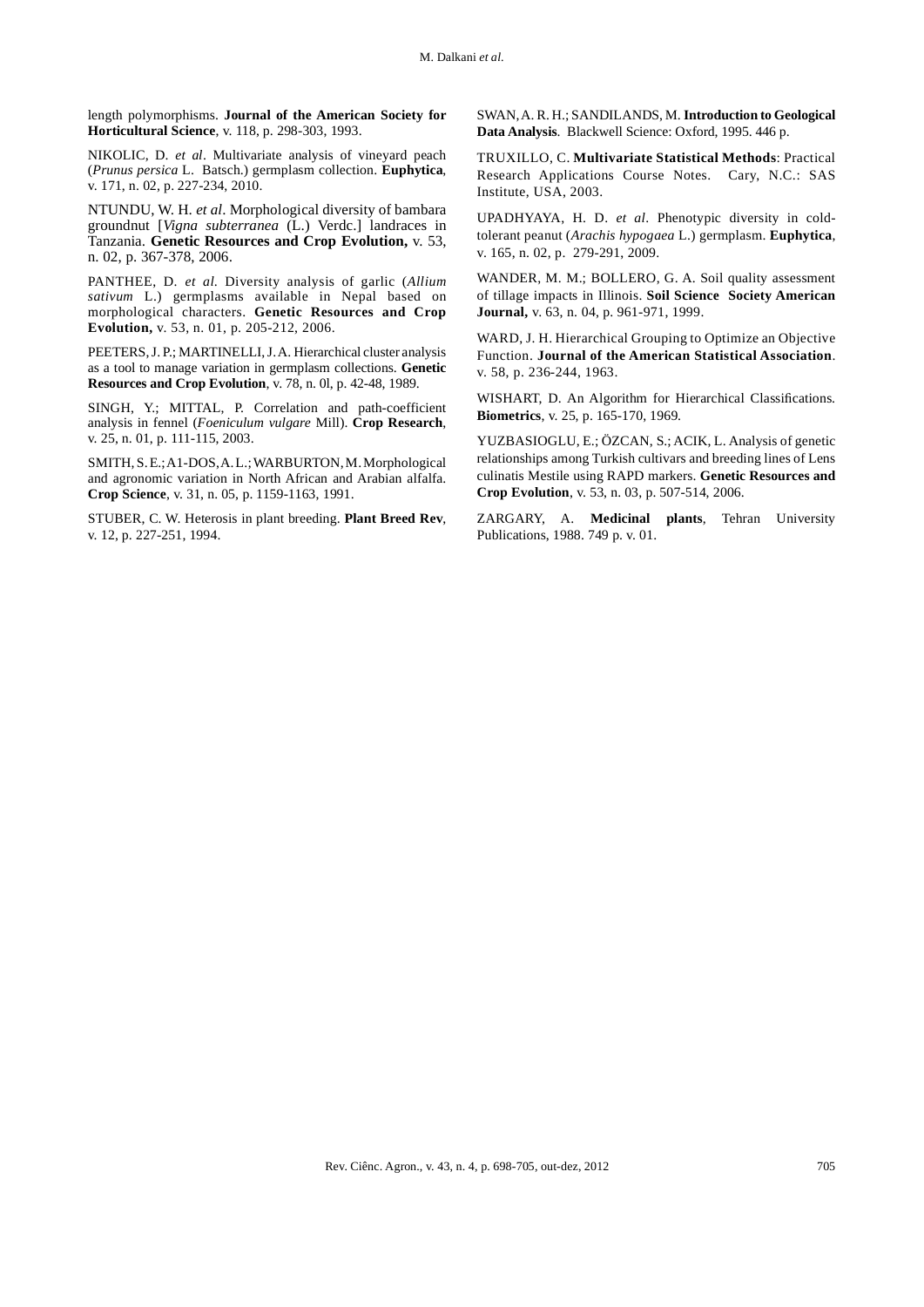length polymorphisms. **Journal of the American Society for Horticultural Science**, v. 118, p. 298-303, 1993.

NIKOLIC, D. *et al*. Multivariate analysis of vineyard peach (*Prunus persica* L. Batsch.) germplasm collection. **Euphytica**, v. 171, n. 02, p. 227-234, 2010.

NTUNDU, W. H. *et al*. Morphological diversity of bambara groundnut [*Vigna subterranea* (L.) Verdc.] landraces in Tanzania. **Genetic Resources and Crop Evolution,** v. 53, n. 02, p. 367-378, 2006.

PANTHEE, D. *et al.* Diversity analysis of garlic (*Allium sativum* L.) germplasms available in Nepal based on morphological characters. **Genetic Resources and Crop Evolution,** v. 53, n. 01, p. 205-212, 2006.

PEETERS, J. P.; MARTINELLI, J. A. Hierarchical cluster analysis as a tool to manage variation in germplasm collections. **Genetic Resources and Crop Evolution**, v. 78, n. 0l, p. 42-48, 1989.

SINGH, Y.; MITTAL, P. Correlation and path-coefficient analysis in fennel (*Foeniculum vulgare* Mill). **Crop Research**, v. 25, n. 01, p. 111-115, 2003.

SMITH, S. E.; A1-DOS, A. L.; WARBURTON, M. Morphological and agronomic variation in North African and Arabian alfalfa. **Crop Science**, v. 31, n. 05, p. 1159-1163, 1991.

STUBER, C. W. Heterosis in plant breeding. **Plant Breed Rev**, v. 12, p. 227-251, 1994.

SWAN, A. R. H.; SANDILANDS, M. **Introduction to Geological Data Analysis**. Blackwell Science: Oxford, 1995. 446 p.

TRUXILLO, C. **Multivariate Statistical Methods**: Practical Research Applications Course Notes. Cary, N.C.: SAS Institute, USA, 2003.

UPADHYAYA, H. D. *et al*. Phenotypic diversity in cold-tolerant peanut (*Arachis hypogaea* L.) germplasm. **Euphytica**, v. 165, n. 02, p. 279-291, 2009.

WANDER, M. M.; BOLLERO, G. A. Soil quality assessment of tillage impacts in Illinois. **Soil Science Society American Journal,** v. 63, n. 04, p. 961-971, 1999.

WARD, J. H. Hierarchical Grouping to Optimize an Objective Function. **Journal of the American Statistical Association**. v. 58, p. 236-244, 1963.

WISHART, D. An Algorithm for Hierarchical Classifications. **Biometrics**, v. 25, p. 165-170, 1969.

YUZBASIOGLU, E.; ÖZCAN, S.; ACIK, L. Analysis of genetic relationships among Turkish cultivars and breeding lines of Lens culinatis Mestile using RAPD markers. **Genetic Resources and Crop Evolution**, v. 53, n. 03, p. 507-514, 2006.

ZARGARY, A. **Medicinal plants**, Tehran University Publications, 1988. 749 p. v. 01.